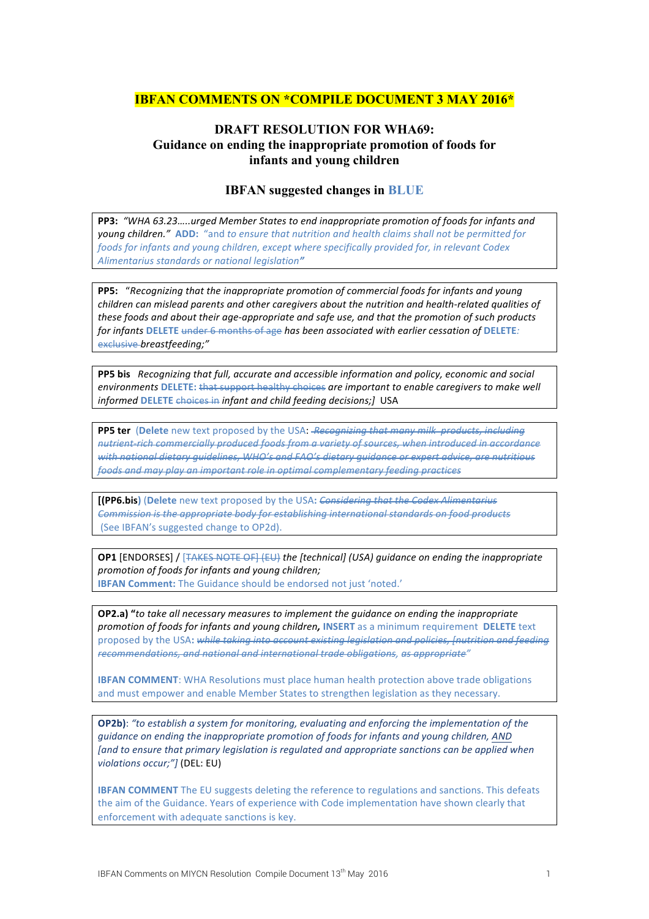# IBFAN COMMENTS ON *COMPILE DOCUMENT 3 MAY 2016*

## DRAFT RESOLUTION FOR WHA69: Guidance on ending the inappropriate promotion of foods for infants and young children

### IBFAN suggested changes in BLUE

**PP3:** *"WHA 63.23…..urged Member States to end inappropriate promotion of foods for infants and young children."* **ADD:** "and *to ensure that nutrition and health claims shall not be permitted for foods for infants and young children, except where specifically provided for, in relevant Codex Alimentarius standards or national legislation"*

---

**PP5:** "*Recognizing that the inappropriate promotion of commercial foods for infants and young children can mislead parents and other caregivers about the nutrition and health-related qualities of these foods and about their age-appropriate and safe use, and that the promotion of such products for infants* **DELETE** ~~under 6 months of age~~ *has been associated with earlier cessation of* **DELETE**: ~~exclusive~~ *breastfeeding;"*

---

**PP5 bis** *Recognizing that full, accurate and accessible information and policy, economic and social environments* **DELETE:** ~~that support healthy choices~~ *are important to enable caregivers to make well informed* **DELETE** ~~choices in~~ *infant and child feeding decisions;]* USA

---

**PP5 ter** (**Delete** new text proposed by the USA: ~~*Recognizing that many milk products, including nutrient-rich commercially produced foods from a variety of sources, when introduced in accordance with national dietary guidelines, WHO's and FAO's dietary guidance or expert advice, are nutritious foods and may play an important role in optimal complementary feeding practices*~~

---

**[(PP6.bis)** (**Delete** new text proposed by the USA**:** ~~*Considering that the Codex Alimentarius Commission is the appropriate body for establishing international standards on food products*~~ (See IBFAN's suggested change to OP2d).

---

**OP1** [ENDORSES] / ~~[TAKES NOTE OF] (EU)~~ *the [technical]* (USA) *guidance on ending the inappropriate promotion of foods for infants and young children;*
**IBFAN Comment:** The Guidance should be endorsed not just 'noted.'

---

**OP2.a) "***to take all necessary measures to implement the guidance on ending the inappropriate promotion of foods for infants and young children***,** **INSERT** as a minimum requirement **DELETE** text proposed by the USA**:** ~~*while taking into account existing legislation and policies, [nutrition and feeding recommendations, and national and international trade obligations, as appropriate"*~~

**IBFAN COMMENT**: WHA Resolutions must place human health protection above trade obligations and must empower and enable Member States to strengthen legislation as they necessary.

---

**OP2b)**: *"to establish a system for monitoring, evaluating and enforcing the implementation of the guidance on ending the inappropriate promotion of foods for infants and young children, AND [and to ensure that primary legislation is regulated and appropriate sanctions can be applied when violations occur;"]* (DEL: EU)

**IBFAN COMMENT** The EU suggests deleting the reference to regulations and sanctions. This defeats the aim of the Guidance. Years of experience with Code implementation have shown clearly that enforcement with adequate sanctions is key.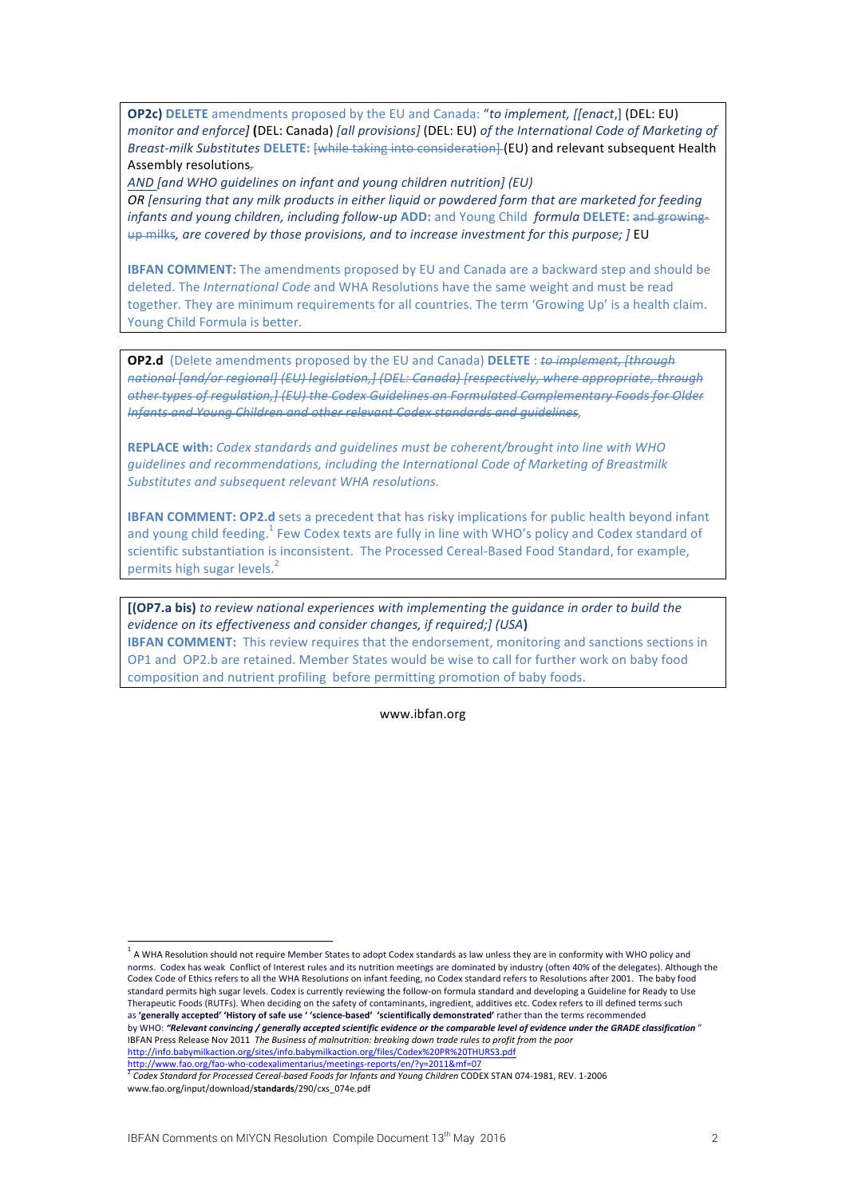**OP2c) DELETE** amendments proposed by the EU and Canada: "*to implement, [[enact*,] (DEL: EU) *monitor and enforce]* **(**DEL: Canada) *[all provisions]* (DEL: EU) *of the International Code of Marketing of Breast-milk Substitutes* **DELETE:** ~~[while taking into consideration]~~ (EU) and relevant subsequent Health Assembly resolutions~~,~~

*AND [and WHO guidelines on infant and young children nutrition] (EU)*

*OR [ensuring that any milk products in either liquid or powdered form that are marketed for feeding infants and young children, including follow-up* **ADD:** and Young Child *formula* **DELETE:** ~~and growing-up milks~~*, are covered by those provisions, and to increase investment for this purpose; ]* EU

**IBFAN COMMENT:** The amendments proposed by EU and Canada are a backward step and should be deleted. The *International Code* and WHA Resolutions have the same weight and must be read together. They are minimum requirements for all countries. The term 'Growing Up' is a health claim. Young Child Formula is better.

**OP2.d** (Delete amendments proposed by the EU and Canada) **DELETE** : ~~*to implement, [through national [and/or regional] (EU) legislation,] (DEL: Canada) [respectively, where appropriate, through other types of regulation,] (EU) the Codex Guidelines on Formulated Complementary Foods for Older Infants and Young Children and other relevant Codex standards and guidelines*~~,

**REPLACE with:** *Codex standards and guidelines must be coherent/brought into line with WHO guidelines and recommendations, including the International Code of Marketing of Breastmilk Substitutes and subsequent relevant WHA resolutions.*

**IBFAN COMMENT: OP2.d** sets a precedent that has risky implications for public health beyond infant and young child feeding.[1] Few Codex texts are fully in line with WHO's policy and Codex standard of scientific substantiation is inconsistent. The Processed Cereal-Based Food Standard, for example, permits high sugar levels.[2]

**[(OP7.a bis)** *to review national experiences with implementing the guidance in order to build the evidence on its effectiveness and consider changes, if required;] (USA)*
**IBFAN COMMENT:** This review requires that the endorsement, monitoring and sanctions sections in OP1 and OP2.b are retained. Member States would be wise to call for further work on baby food composition and nutrient profiling before permitting promotion of baby foods.

www.ibfan.org

---

[1] A WHA Resolution should not require Member States to adopt Codex standards as law unless they are in conformity with WHO policy and norms. Codex has weak Conflict of Interest rules and its nutrition meetings are dominated by industry (often 40% of the delegates). Although the Codex Code of Ethics refers to all the WHA Resolutions on infant feeding, no Codex standard refers to Resolutions after 2001. The baby food standard permits high sugar levels. Codex is currently reviewing the follow-on formula standard and developing a Guideline for Ready to Use Therapeutic Foods (RUTFs). When deciding on the safety of contaminants, ingredient, additives etc. Codex refers to ill defined terms such as **'generally accepted' 'History of safe use ' 'science-based' 'scientifically demonstrated'** rather than the terms recommended by WHO: ***"Relevant convincing / generally accepted scientific evidence or the comparable level of evidence under the GRADE classification*** "
IBFAN Press Release Nov 2011 *The Business of malnutrition: breaking down trade rules to profit from the poor*
http://info.babymilkaction.org/sites/info.babymilkaction.org/files/Codex%20PR%20THURS3.pdf
http://www.fao.org/fao-who-codexalimentarius/meetings-reports/en/?y=2011&mf=07

[2] *Codex Standard for Processed Cereal-based Foods for Infants and Young Children* CODEX STAN 074-1981, REV. 1-2006
www.fao.org/input/download/**standards**/290/cxs_074e.pdf